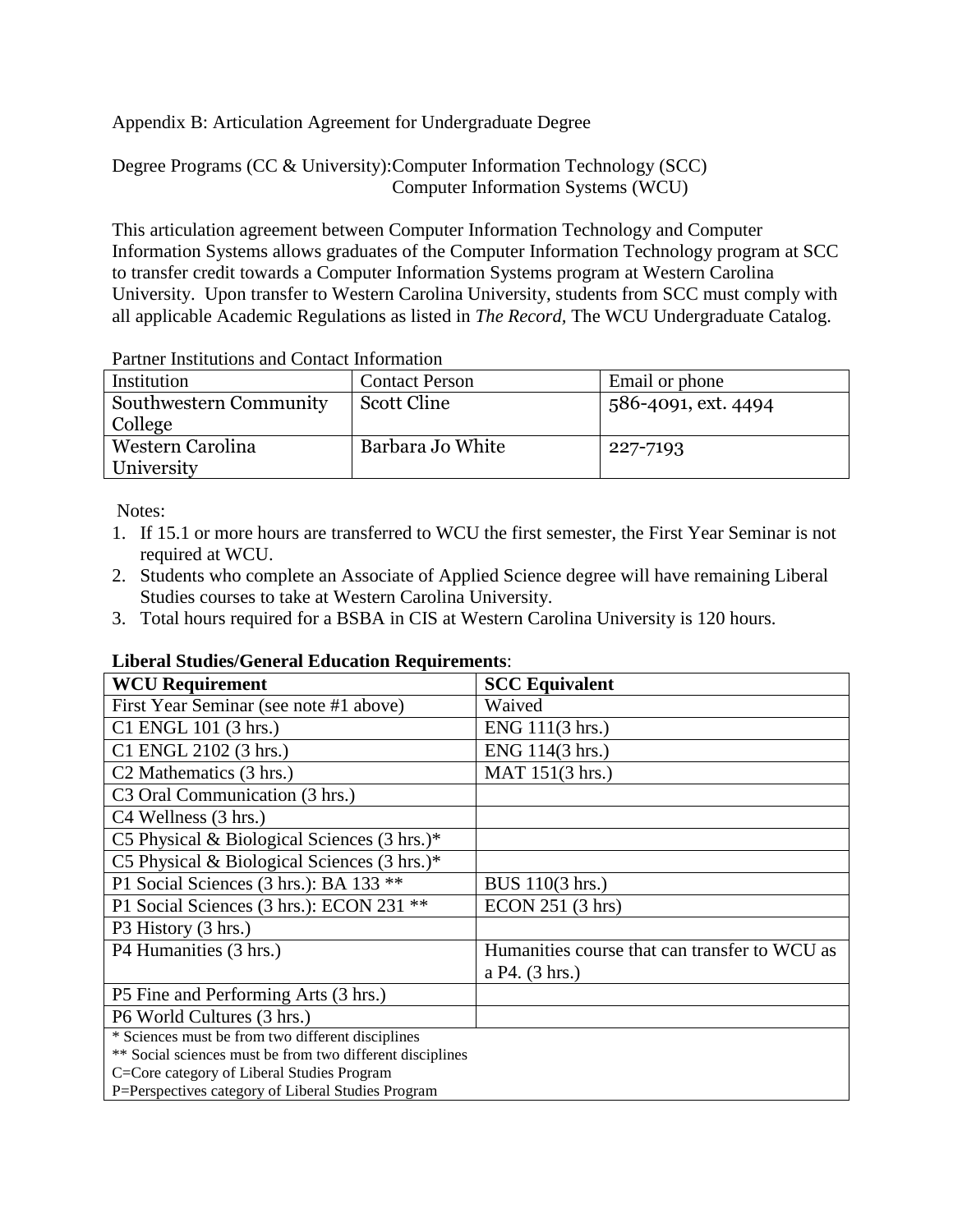Appendix B: Articulation Agreement for Undergraduate Degree

Degree Programs (CC & University): Computer Information Technology (SCC)
Computer Information Systems (WCU)

This articulation agreement between Computer Information Technology and Computer Information Systems allows graduates of the Computer Information Technology program at SCC to transfer credit towards a Computer Information Systems program at Western Carolina University. Upon transfer to Western Carolina University, students from SCC must comply with all applicable Academic Regulations as listed in *The Record*, The WCU Undergraduate Catalog.

Partner Institutions and Contact Information

| Institution | Contact Person | Email or phone |
|---|---|---|
| Southwestern Community College | Scott Cline | 586-4091, ext. 4494 |
| Western Carolina University | Barbara Jo White | 227-7193 |

Notes:

1. If 15.1 or more hours are transferred to WCU the first semester, the First Year Seminar is not required at WCU.
2. Students who complete an Associate of Applied Science degree will have remaining Liberal Studies courses to take at Western Carolina University.
3. Total hours required for a BSBA in CIS at Western Carolina University is 120 hours.

**Liberal Studies/General Education Requirements**:

| WCU Requirement | SCC Equivalent |
|---|---|
| First Year Seminar (see note #1 above) | Waived |
| C1 ENGL 101 (3 hrs.) | ENG 111(3 hrs.) |
| C1 ENGL 2102 (3 hrs.) | ENG 114(3 hrs.) |
| C2 Mathematics (3 hrs.) | MAT 151(3 hrs.) |
| C3 Oral Communication (3 hrs.) | |
| C4 Wellness (3 hrs.) | |
| C5 Physical & Biological Sciences (3 hrs.)* | |
| C5 Physical & Biological Sciences (3 hrs.)* | |
| P1 Social Sciences (3 hrs.): BA 133 ** | BUS 110(3 hrs.) |
| P1 Social Sciences (3 hrs.): ECON 231 ** | ECON 251 (3 hrs) |
| P3 History (3 hrs.) | |
| P4 Humanities (3 hrs.) | Humanities course that can transfer to WCU as a P4. (3 hrs.) |
| P5 Fine and Performing Arts (3 hrs.) | |
| P6 World Cultures (3 hrs.) | |

\* Sciences must be from two different disciplines
\*\* Social sciences must be from two different disciplines
C=Core category of Liberal Studies Program
P=Perspectives category of Liberal Studies Program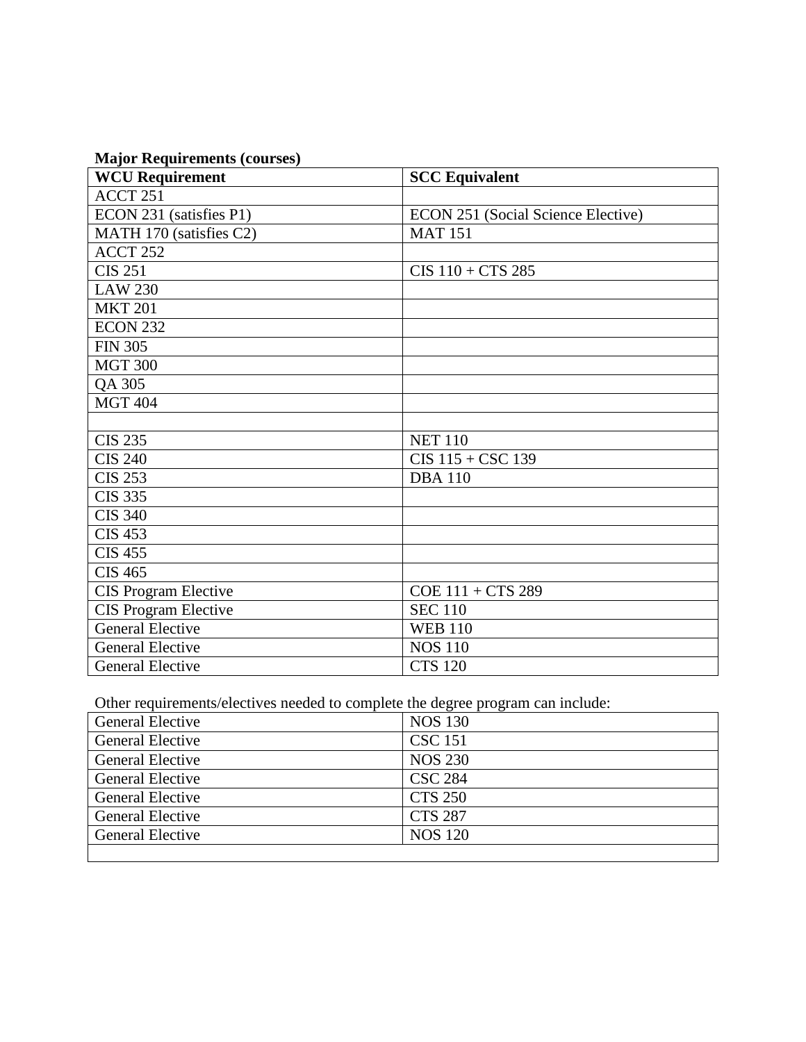**Major Requirements (courses)**

| WCU Requirement | SCC Equivalent |
|---|---|
| ACCT 251 | |
| ECON 231 (satisfies P1) | ECON 251 (Social Science Elective) |
| MATH 170 (satisfies C2) | MAT 151 |
| ACCT 252 | |
| CIS 251 | CIS 110 + CTS 285 |
| LAW 230 | |
| MKT 201 | |
| ECON 232 | |
| FIN 305 | |
| MGT 300 | |
| QA 305 | |
| MGT 404 | |
| | |
| CIS 235 | NET 110 |
| CIS 240 | CIS 115 + CSC 139 |
| CIS 253 | DBA 110 |
| CIS 335 | |
| CIS 340 | |
| CIS 453 | |
| CIS 455 | |
| CIS 465 | |
| CIS Program Elective | COE 111 + CTS 289 |
| CIS Program Elective | SEC 110 |
| General Elective | WEB 110 |
| General Elective | NOS 110 |
| General Elective | CTS 120 |

Other requirements/electives needed to complete the degree program can include:

| | |
|---|---|
| General Elective | NOS 130 |
| General Elective | CSC 151 |
| General Elective | NOS 230 |
| General Elective | CSC 284 |
| General Elective | CTS 250 |
| General Elective | CTS 287 |
| General Elective | NOS 120 |
| | |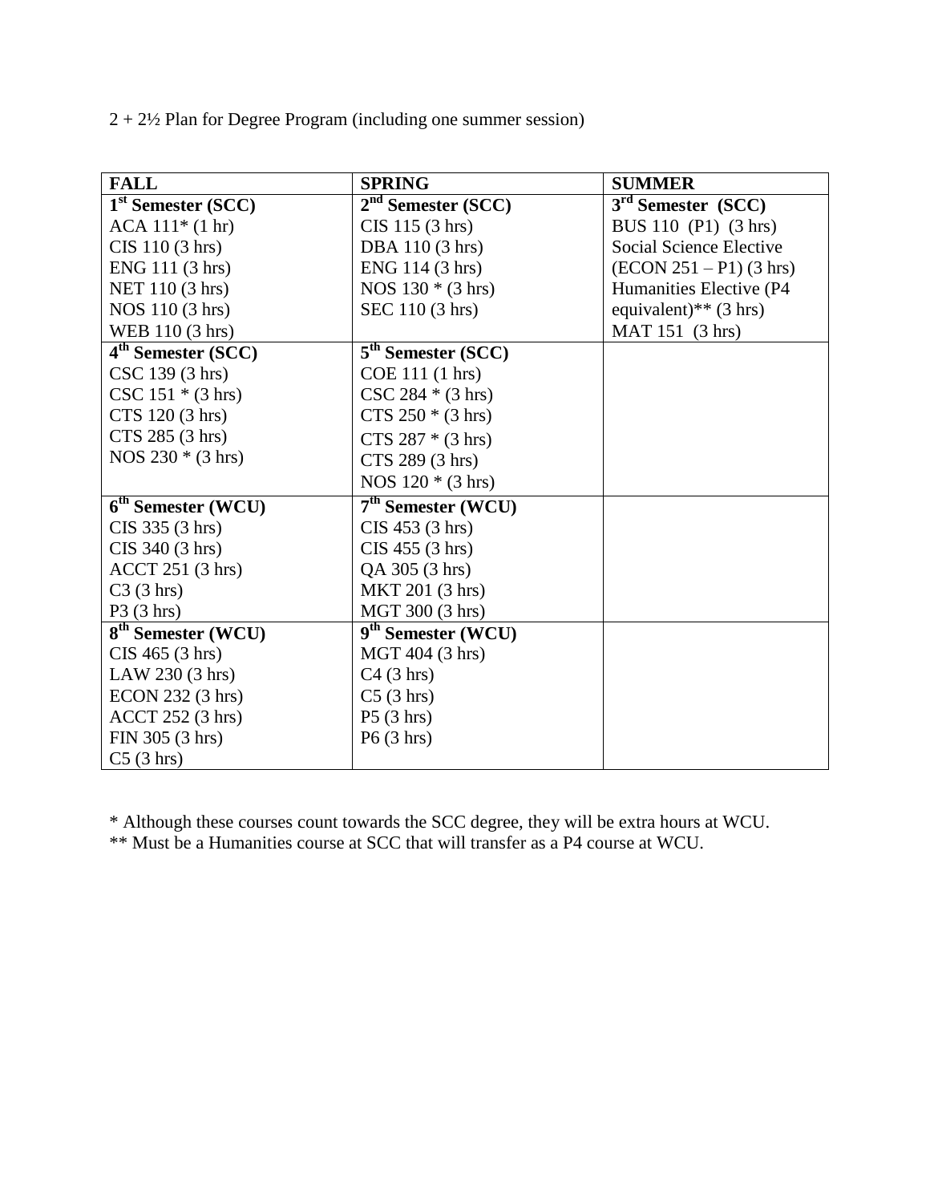2 + 2½ Plan for Degree Program (including one summer session)

| FALL | SPRING | SUMMER |
|---|---|---|
| **1st Semester (SCC)**<br>ACA 111* (1 hr)<br>CIS 110 (3 hrs)<br>ENG 111 (3 hrs)<br>NET 110 (3 hrs)<br>NOS 110 (3 hrs)<br>WEB 110 (3 hrs) | **2nd Semester (SCC)**<br>CIS 115 (3 hrs)<br>DBA 110 (3 hrs)<br>ENG 114 (3 hrs)<br>NOS 130 * (3 hrs)<br>SEC 110 (3 hrs) | **3rd Semester (SCC)**<br>BUS 110 (P1) (3 hrs)<br>Social Science Elective (ECON 251 – P1) (3 hrs)<br>Humanities Elective (P4 equivalent)** (3 hrs)<br>MAT 151 (3 hrs) |
| **4th Semester (SCC)**<br>CSC 139 (3 hrs)<br>CSC 151 * (3 hrs)<br>CTS 120 (3 hrs)<br>CTS 285 (3 hrs)<br>NOS 230 * (3 hrs) | **5th Semester (SCC)**<br>COE 111 (1 hrs)<br>CSC 284 * (3 hrs)<br>CTS 250 * (3 hrs)<br>CTS 287 * (3 hrs)<br>CTS 289 (3 hrs)<br>NOS 120 * (3 hrs) | |
| **6th Semester (WCU)**<br>CIS 335 (3 hrs)<br>CIS 340 (3 hrs)<br>ACCT 251 (3 hrs)<br>C3 (3 hrs)<br>P3 (3 hrs) | **7th Semester (WCU)**<br>CIS 453 (3 hrs)<br>CIS 455 (3 hrs)<br>QA 305 (3 hrs)<br>MKT 201 (3 hrs)<br>MGT 300 (3 hrs) | |
| **8th Semester (WCU)**<br>CIS 465 (3 hrs)<br>LAW 230 (3 hrs)<br>ECON 232 (3 hrs)<br>ACCT 252 (3 hrs)<br>FIN 305 (3 hrs)<br>C5 (3 hrs) | **9th Semester (WCU)**<br>MGT 404 (3 hrs)<br>C4 (3 hrs)<br>C5 (3 hrs)<br>P5 (3 hrs)<br>P6 (3 hrs) | |

* Although these courses count towards the SCC degree, they will be extra hours at WCU.

** Must be a Humanities course at SCC that will transfer as a P4 course at WCU.